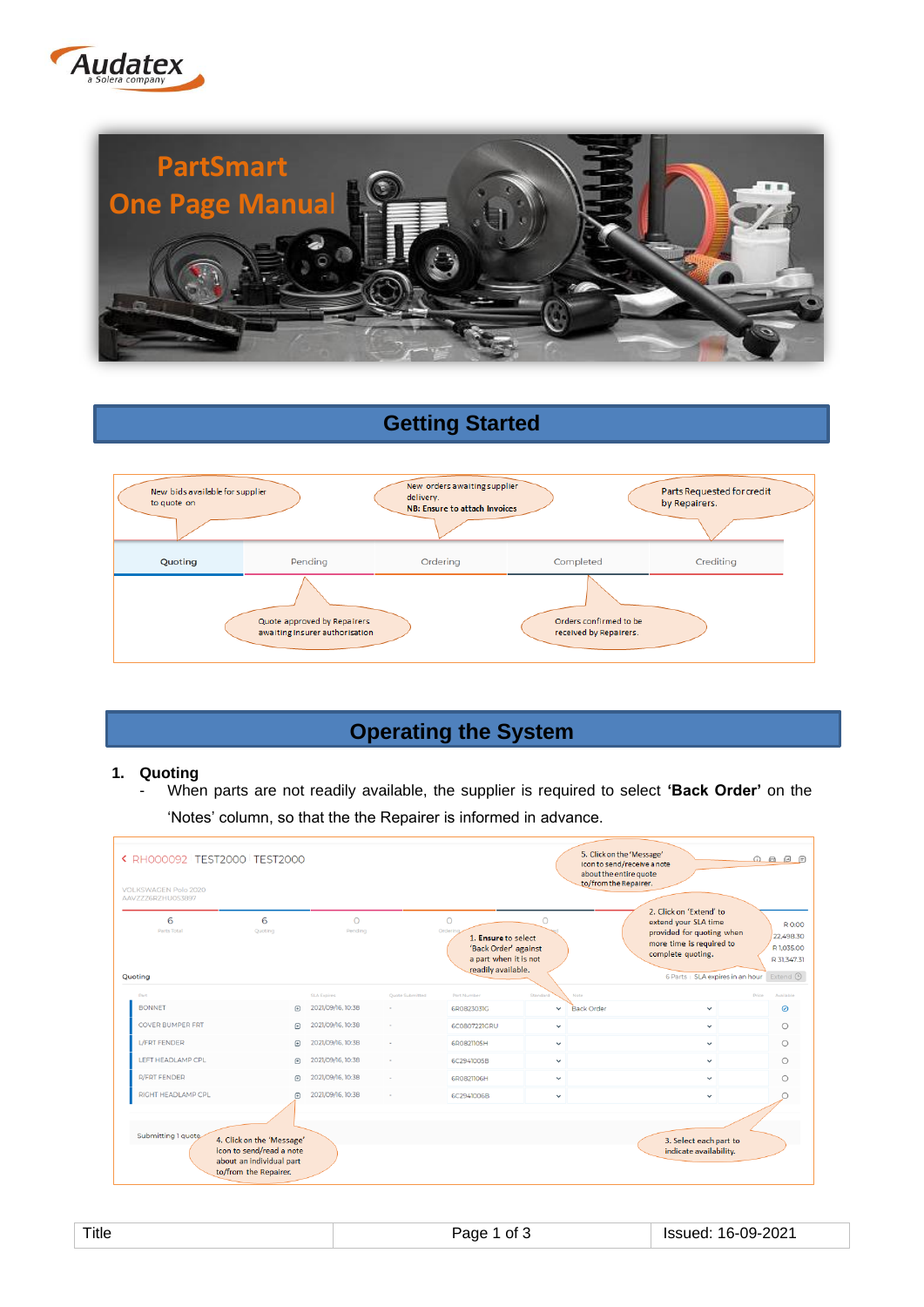Audatex
a Solera company

# PartSmart One Page Manual

## Getting Started

New bids available for supplier to quote on

New orders awaiting supplier delivery.
**NB: Ensure to attach Invoices**

Parts Requested for credit by Repairers.

Quoting | Pending | Ordering | Completed | Crediting

Quote approved by Repairers awaiting Insurer authorisation

Orders confirmed to be received by Repairers.

## Operating the System

### 1. Quoting

- When parts are not readily available, the supplier is required to select **'Back Order'** on the 'Notes' column, so that the the Repairer is informed in advance.

1. **Ensure** to select 'Back Order' against a part when it is not readily available.

2. Click on 'Extend' to extend your SLA time provided for quoting when more time is required to complete quoting.

3. Select each part to indicate availability.

4. Click on the 'Message' icon to send/read a note about an individual part to/from the Repairer.

5. Click on the 'Message' icon to send/receive a note about the entire quote to/from the Repairer.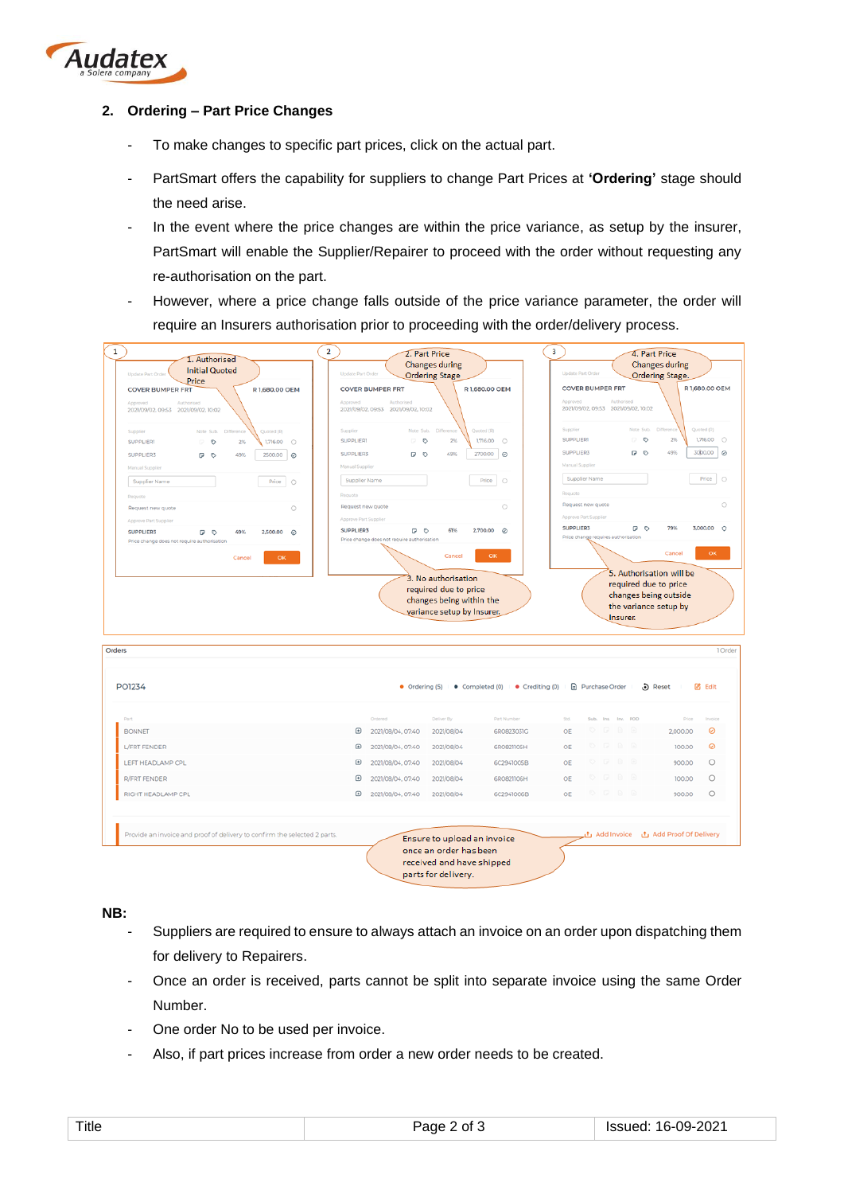## 2. Ordering – Part Price Changes

- To make changes to specific part prices, click on the actual part.
- PartSmart offers the capability for suppliers to change Part Prices at **'Ordering'** stage should the need arise.
- In the event where the price changes are within the price variance, as setup by the insurer, PartSmart will enable the Supplier/Repairer to proceed with the order without requesting any re-authorisation on the part.
- However, where a price change falls outside of the price variance parameter, the order will require an Insurers authorisation prior to proceeding with the order/delivery process.

1. Authorised Initial Quoted Price

2. Part Price Changes during Ordering Stage

3. No authorisation required due to price changes being within the variance setup by Insurer.

4. Part Price Changes during Ordering Stage.

5. Authorisation will be required due to price changes being outside the variance setup by Insurer.

Ensure to upload an invoice once an order has been received and have shipped parts for delivery.

**NB:**

- Suppliers are required to ensure to always attach an invoice on an order upon dispatching them for delivery to Repairers.
- Once an order is received, parts cannot be split into separate invoice using the same Order Number.
- One order No to be used per invoice.
- Also, if part prices increase from order a new order needs to be created.

| Title | Page 2 of 3 | Issued: 16-09-2021 |
|---|---|---|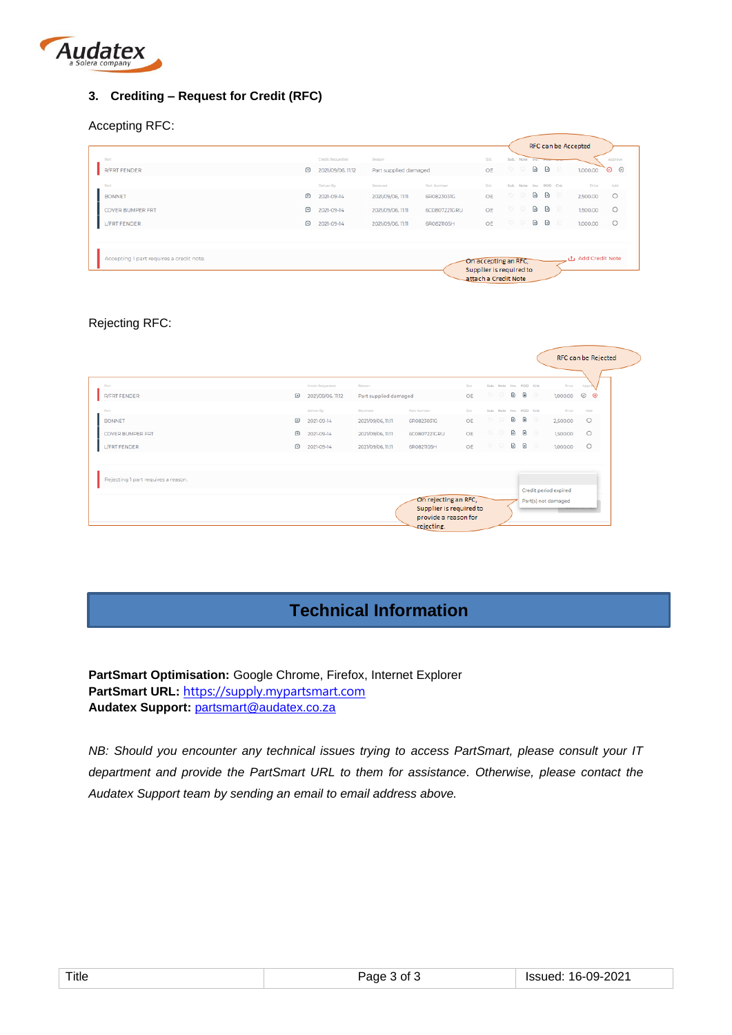### 3. Crediting – Request for Credit (RFC)

Accepting RFC:

RFC can be Accepted

| Part | | Credit Requested | Reason | Std. | Sub. | Note | Inv. | POD | Crd. | Price | Approve |
|---|---|---|---|---|---|---|---|---|---|---|---|
| R/FRT FENDER | | 2021/09/06, 11:12 | Part supplied damaged | OE | | | | | | 1,000.00 | |

| Part | | Deliver By | Received | Part Number | Std. | Sub. | Note | Inv. | POD | Crd. | Price | Add |
|---|---|---|---|---|---|---|---|---|---|---|---|---|
| BONNET | | 2021-09-14 | 2021/09/06, 11:11 | 6R0823031G | OE | | | | | | 2,500.00 | |
| COVER BUMPER FRT | | 2021-09-14 | 2021/09/06, 11:11 | 6C0807221GRU | OE | | | | | | 1,500.00 | |
| L/FRT FENDER | | 2021-09-14 | 2021/09/06, 11:11 | 6R0821105H | OE | | | | | | 1,000.00 | |

Accepting 1 part requires a credit note.

Add Credit Note

On accepting an RFC, Supplier is required to attach a Credit Note

Rejecting RFC:

RFC can be Rejected

| Part | | Credit Requested | Reason | Std. | Sub. | Note | Inv. | POD | Crd. | Price | Approve |
|---|---|---|---|---|---|---|---|---|---|---|---|
| R/FRT FENDER | | 2021/09/06, 11:12 | Part supplied damaged | OE | | | | | | 1,000.00 | |

| Part | | Deliver By | Received | Part Number | Std. | Sub. | Note | Inv. | POD | Crd. | Price | Add |
|---|---|---|---|---|---|---|---|---|---|---|---|---|
| BONNET | | 2021-09-14 | 2021/09/06, 11:11 | 6R0823031G | OE | | | | | | 2,500.00 | |
| COVER BUMPER FRT | | 2021-09-14 | 2021/09/06, 11:11 | 6C0807221GRU | OE | | | | | | 1,500.00 | |
| L/FRT FENDER | | 2021-09-14 | 2021/09/06, 11:11 | 6R0821105H | OE | | | | | | 1,000.00 | |

Rejecting 1 part requires a reason.

Credit period expired

Part(s) not damaged

On rejecting an RFC, Supplier is required to provide a reason for rejecting.

## Technical Information

**PartSmart Optimisation:** Google Chrome, Firefox, Internet Explorer
**PartSmart URL:** https://supply.mypartsmart.com
**Audatex Support:** partsmart@audatex.co.za

*NB: Should you encounter any technical issues trying to access PartSmart, please consult your IT department and provide the PartSmart URL to them for assistance. Otherwise, please contact the Audatex Support team by sending an email to email address above.*